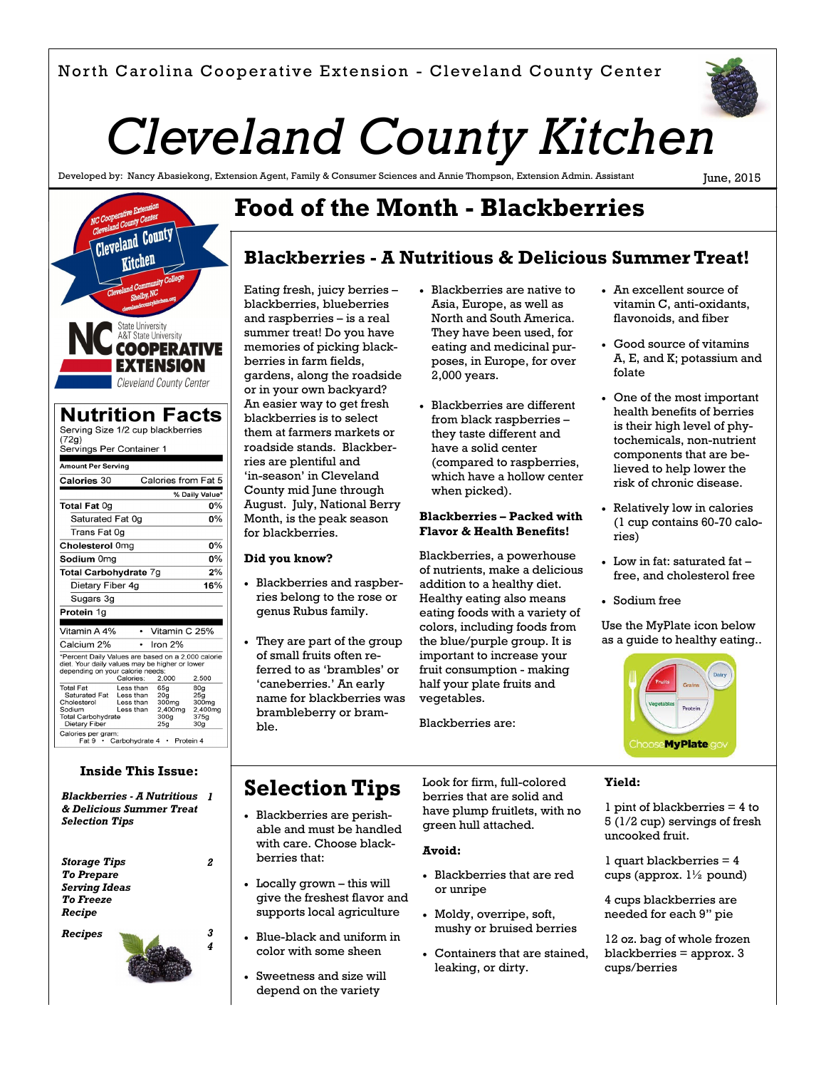North Carolina Cooperative Extension - Cleveland County Center

# Cleveland County Kitchen

Developed by: Nancy Abasiekong, Extension Agent, Family & Consumer Sciences and Annie Thompson, Extension Admin. Assistant

June, 2015

## Food of the Month - Blackberries

### Blackberries - A Nutritious & Delicious Summer Treat!

Eating fresh, juicy berries – blackberries, blueberries and raspberries – is a real summer treat! Do you have memories of picking blackberries in farm fields, gardens, along the roadside or in your own backyard? An easier way to get fresh blackberries is to select them at farmers markets or roadside stands. Blackberries are plentiful and 'in-season' in Cleveland County mid June through August. July, National Berry Month, is the peak season for blackberries.

**Did you know?**

- Blackberries and raspberries belong to the rose or genus Rubus family.
- They are part of the group of small fruits often referred to as 'brambles' or 'caneberries.' An early name for blackberries was brambleberry or bramble.
- Blackberries are native to Asia, Europe, as well as North and South America. They have been used, for eating and medicinal purposes, in Europe, for over 2,000 years.
- Blackberries are different from black raspberries – they taste different and have a solid center (compared to raspberries, which have a hollow center when picked).

**Blackberries – Packed with Flavor & Health Benefits!**

Blackberries, a powerhouse of nutrients, make a delicious addition to a healthy diet. Healthy eating also means eating foods with a variety of colors, including foods from the blue/purple group. It is important to increase your fruit consumption - making half your plate fruits and vegetables.

Blackberries are:

- An excellent source of vitamin C, anti-oxidants, flavonoids, and fiber
- Good source of vitamins A, E, and K; potassium and folate
- One of the most important health benefits of berries is their high level of phytochemicals, non-nutrient components that are believed to help lower the risk of chronic disease.
- Relatively low in calories (1 cup contains 60-70 calories)
- Low in fat: saturated fat – free, and cholesterol free
- Sodium free

Use the MyPlate icon below as a guide to healthy eating..

## Nutrition Facts

Serving Size 1/2 cup blackberries (72g)
Servings Per Container 1

| Amount Per Serving | |
|---|---|
| **Calories** 30 | Calories from Fat 5 |
| | % Daily Value* |
| **Total Fat** 0g | 0% |
| Saturated Fat 0g | 0% |
| Trans Fat 0g | |
| **Cholesterol** 0mg | 0% |
| **Sodium** 0mg | 0% |
| **Total Carbohydrate** 7g | 2% |
| Dietary Fiber 4g | 16% |
| Sugars 3g | |
| **Protein** 1g | |
| Vitamin A 4% | Vitamin C 25% |
| Calcium 2% | Iron 2% |

*Percent Daily Values are based on a 2,000 calorie diet. Your daily values may be higher or lower depending on your calorie needs:

| | | Calories: 2,000 | 2,500 |
|---|---|---|---|
| Total Fat | Less than | 65g | 80g |
| Saturated Fat | Less than | 20g | 25g |
| Cholesterol | Less than | 300mg | 300mg |
| Sodium | Less than | 2,400mg | 2,400mg |
| Total Carbohydrate | | 300g | 375g |
| Dietary Fiber | | 25g | 30g |

Calories per gram:
Fat 9 • Carbohydrate 4 • Protein 4

### Inside This Issue:

| | |
|---|---|
| *Blackberries - A Nutritious & Delicious Summer Treat* / *Selection Tips* | 1 |
| *Storage Tips* / *To Prepare* / *Serving Ideas* / *To Freeze* / *Recipe* | 2 |
| *Recipes* | 3, 4 |

## Selection Tips

- Blackberries are perishable and must be handled with care. Choose blackberries that:
- Locally grown – this will give the freshest flavor and supports local agriculture
- Blue-black and uniform in color with some sheen
- Sweetness and size will depend on the variety

Look for firm, full-colored berries that are solid and have plump fruitlets, with no green hull attached.

**Avoid:**

- Blackberries that are red or unripe
- Moldy, overripe, soft, mushy or bruised berries
- Containers that are stained, leaking, or dirty.

**Yield:**

1 pint of blackberries = 4 to 5 (1/2 cup) servings of fresh uncooked fruit.

1 quart blackberries = 4 cups (approx. 1½ pound)

4 cups blackberries are needed for each 9" pie

12 oz. bag of whole frozen blackberries = approx. 3 cups/berries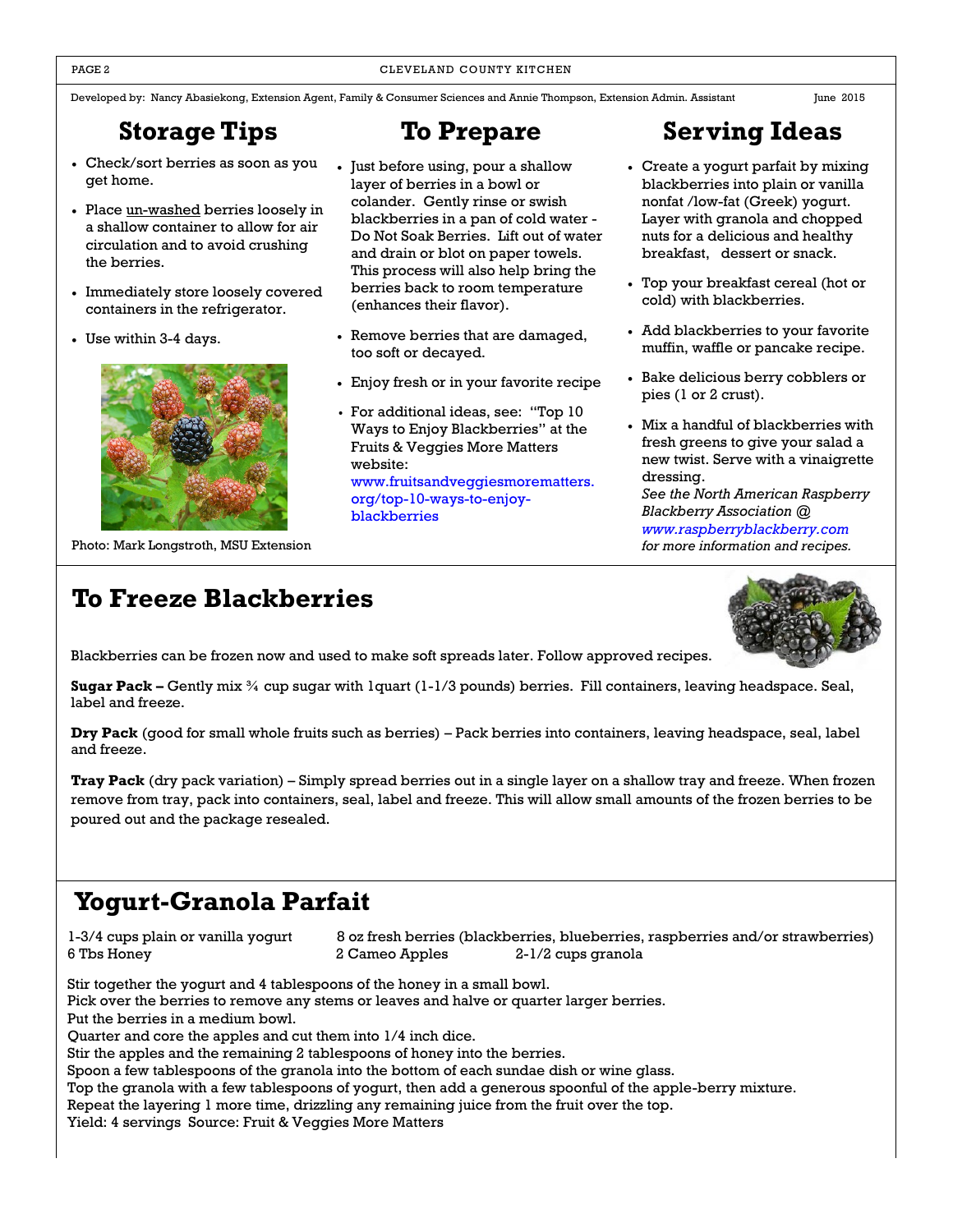Developed by: Nancy Abasiekong, Extension Agent, Family & Consumer Sciences and Annie Thompson, Extension Admin. Assistant June 2015

## Storage Tips

- Check/sort berries as soon as you get home.
- Place un-washed berries loosely in a shallow container to allow for air circulation and to avoid crushing the berries.
- Immediately store loosely covered containers in the refrigerator.
- Use within 3-4 days.

Photo: Mark Longstroth, MSU Extension

## To Prepare

- Just before using, pour a shallow layer of berries in a bowl or colander. Gently rinse or swish blackberries in a pan of cold water - Do Not Soak Berries. Lift out of water and drain or blot on paper towels. This process will also help bring the berries back to room temperature (enhances their flavor).
- Remove berries that are damaged, too soft or decayed.
- Enjoy fresh or in your favorite recipe
- For additional ideas, see: "Top 10 Ways to Enjoy Blackberries" at the Fruits & Veggies More Matters website: www.fruitsandveggiesmorematters.org/top-10-ways-to-enjoy-blackberries

## Serving Ideas

- Create a yogurt parfait by mixing blackberries into plain or vanilla nonfat /low-fat (Greek) yogurt. Layer with granola and chopped nuts for a delicious and healthy breakfast, dessert or snack.
- Top your breakfast cereal (hot or cold) with blackberries.
- Add blackberries to your favorite muffin, waffle or pancake recipe.
- Bake delicious berry cobblers or pies (1 or 2 crust).
- Mix a handful of blackberries with fresh greens to give your salad a new twist. Serve with a vinaigrette dressing.
  *See the North American Raspberry Blackberry Association @ www.raspberryblackberry.com for more information and recipes.*

## To Freeze Blackberries

Blackberries can be frozen now and used to make soft spreads later. Follow approved recipes.

**Sugar Pack –** Gently mix ¾ cup sugar with 1quart (1-1/3 pounds) berries. Fill containers, leaving headspace. Seal, label and freeze.

**Dry Pack** (good for small whole fruits such as berries) – Pack berries into containers, leaving headspace, seal, label and freeze.

**Tray Pack** (dry pack variation) – Simply spread berries out in a single layer on a shallow tray and freeze. When frozen remove from tray, pack into containers, seal, label and freeze. This will allow small amounts of the frozen berries to be poured out and the package resealed.

## Yogurt-Granola Parfait

1-3/4 cups plain or vanilla yogurt
6 Tbs Honey
8 oz fresh berries (blackberries, blueberries, raspberries and/or strawberries)
2 Cameo Apples
2-1/2 cups granola

Stir together the yogurt and 4 tablespoons of the honey in a small bowl.
Pick over the berries to remove any stems or leaves and halve or quarter larger berries.
Put the berries in a medium bowl.
Quarter and core the apples and cut them into 1/4 inch dice.
Stir the apples and the remaining 2 tablespoons of honey into the berries.
Spoon a few tablespoons of the granola into the bottom of each sundae dish or wine glass.
Top the granola with a few tablespoons of yogurt, then add a generous spoonful of the apple-berry mixture.
Repeat the layering 1 more time, drizzling any remaining juice from the fruit over the top.
Yield: 4 servings Source: Fruit & Veggies More Matters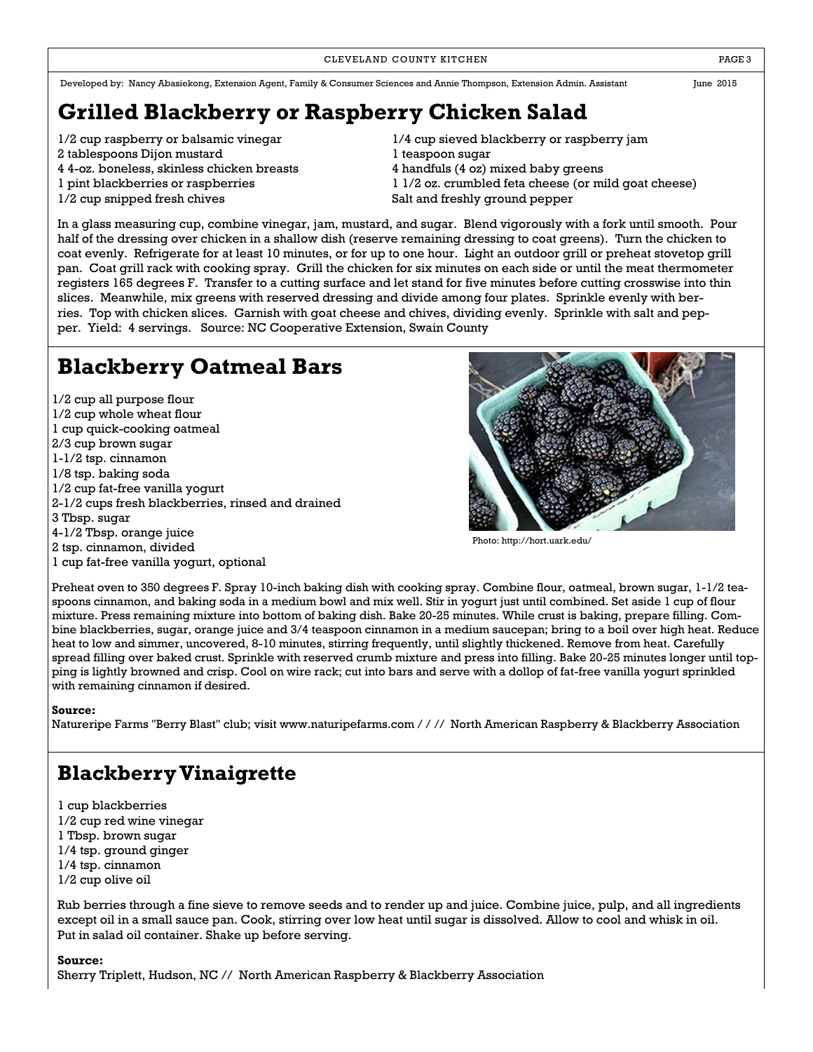Developed by: Nancy Abasiekong, Extension Agent, Family & Consumer Sciences and Annie Thompson, Extension Admin. Assistant June 2015

# Grilled Blackberry or Raspberry Chicken Salad

1/2 cup raspberry or balsamic vinegar
2 tablespoons Dijon mustard
4 4-oz. boneless, skinless chicken breasts
1 pint blackberries or raspberries
1/2 cup snipped fresh chives
1/4 cup sieved blackberry or raspberry jam
1 teaspoon sugar
4 handfuls (4 oz) mixed baby greens
1 1/2 oz. crumbled feta cheese (or mild goat cheese)
Salt and freshly ground pepper

In a glass measuring cup, combine vinegar, jam, mustard, and sugar. Blend vigorously with a fork until smooth. Pour half of the dressing over chicken in a shallow dish (reserve remaining dressing to coat greens). Turn the chicken to coat evenly. Refrigerate for at least 10 minutes, or for up to one hour. Light an outdoor grill or preheat stovetop grill pan. Coat grill rack with cooking spray. Grill the chicken for six minutes on each side or until the meat thermometer registers 165 degrees F. Transfer to a cutting surface and let stand for five minutes before cutting crosswise into thin slices. Meanwhile, mix greens with reserved dressing and divide among four plates. Sprinkle evenly with berries. Top with chicken slices. Garnish with goat cheese and chives, dividing evenly. Sprinkle with salt and pepper. Yield: 4 servings. Source: NC Cooperative Extension, Swain County

# Blackberry Oatmeal Bars

1/2 cup all purpose flour
1/2 cup whole wheat flour
1 cup quick-cooking oatmeal
2/3 cup brown sugar
1-1/2 tsp. cinnamon
1/8 tsp. baking soda
1/2 cup fat-free vanilla yogurt
2-1/2 cups fresh blackberries, rinsed and drained
3 Tbsp. sugar
4-1/2 Tbsp. orange juice
2 tsp. cinnamon, divided
1 cup fat-free vanilla yogurt, optional

Photo: http://hort.uark.edu/

Preheat oven to 350 degrees F. Spray 10-inch baking dish with cooking spray. Combine flour, oatmeal, brown sugar, 1-1/2 teaspoons cinnamon, and baking soda in a medium bowl and mix well. Stir in yogurt just until combined. Set aside 1 cup of flour mixture. Press remaining mixture into bottom of baking dish. Bake 20-25 minutes. While crust is baking, prepare filling. Combine blackberries, sugar, orange juice and 3/4 teaspoon cinnamon in a medium saucepan; bring to a boil over high heat. Reduce heat to low and simmer, uncovered, 8-10 minutes, stirring frequently, until slightly thickened. Remove from heat. Carefully spread filling over baked crust. Sprinkle with reserved crumb mixture and press into filling. Bake 20-25 minutes longer until topping is lightly browned and crisp. Cool on wire rack; cut into bars and serve with a dollop of fat-free vanilla yogurt sprinkled with remaining cinnamon if desired.

**Source:**
Natureripe Farms "Berry Blast" club; visit www.naturipefarms.com / / // North American Raspberry & Blackberry Association

# Blackberry Vinaigrette

1 cup blackberries
1/2 cup red wine vinegar
1 Tbsp. brown sugar
1/4 tsp. ground ginger
1/4 tsp. cinnamon
1/2 cup olive oil

Rub berries through a fine sieve to remove seeds and to render up and juice. Combine juice, pulp, and all ingredients except oil in a small sauce pan. Cook, stirring over low heat until sugar is dissolved. Allow to cool and whisk in oil. Put in salad oil container. Shake up before serving.

**Source:**
Sherry Triplett, Hudson, NC // North American Raspberry & Blackberry Association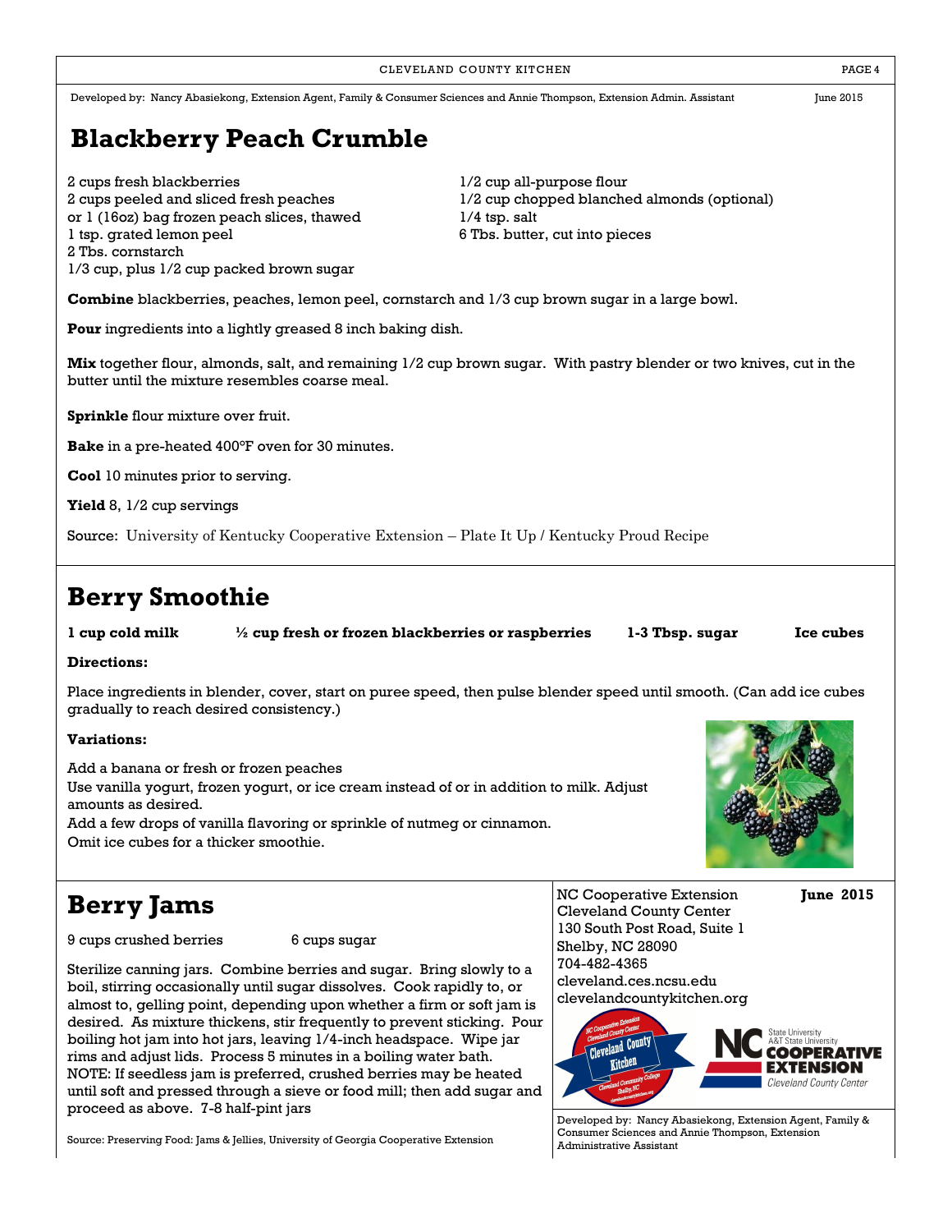Developed by: Nancy Abasiekong, Extension Agent, Family & Consumer Sciences and Annie Thompson, Extension Admin. Assistant June 2015

# Blackberry Peach Crumble

2 cups fresh blackberries
2 cups peeled and sliced fresh peaches
or 1 (16oz) bag frozen peach slices, thawed
1 tsp. grated lemon peel
2 Tbs. cornstarch
1/3 cup, plus 1/2 cup packed brown sugar
1/2 cup all-purpose flour
1/2 cup chopped blanched almonds (optional)
1/4 tsp. salt
6 Tbs. butter, cut into pieces

**Combine** blackberries, peaches, lemon peel, cornstarch and 1/3 cup brown sugar in a large bowl.

**Pour** ingredients into a lightly greased 8 inch baking dish.

**Mix** together flour, almonds, salt, and remaining 1/2 cup brown sugar. With pastry blender or two knives, cut in the butter until the mixture resembles coarse meal.

**Sprinkle** flour mixture over fruit.

**Bake** in a pre-heated 400°F oven for 30 minutes.

**Cool** 10 minutes prior to serving.

**Yield** 8, 1/2 cup servings

Source: University of Kentucky Cooperative Extension – Plate It Up / Kentucky Proud Recipe

# Berry Smoothie

**1 cup cold milk** **½ cup fresh or frozen blackberries or raspberries** **1-3 Tbsp. sugar** **Ice cubes**

**Directions:**

Place ingredients in blender, cover, start on puree speed, then pulse blender speed until smooth. (Can add ice cubes gradually to reach desired consistency.)

**Variations:**

Add a banana or fresh or frozen peaches
Use vanilla yogurt, frozen yogurt, or ice cream instead of or in addition to milk. Adjust amounts as desired.
Add a few drops of vanilla flavoring or sprinkle of nutmeg or cinnamon.
Omit ice cubes for a thicker smoothie.

# Berry Jams

9 cups crushed berries 6 cups sugar

Sterilize canning jars. Combine berries and sugar. Bring slowly to a boil, stirring occasionally until sugar dissolves. Cook rapidly to, or almost to, gelling point, depending upon whether a firm or soft jam is desired. As mixture thickens, stir frequently to prevent sticking. Pour boiling hot jam into hot jars, leaving 1/4-inch headspace. Wipe jar rims and adjust lids. Process 5 minutes in a boiling water bath. NOTE: If seedless jam is preferred, crushed berries may be heated until soft and pressed through a sieve or food mill; then add sugar and proceed as above. 7-8 half-pint jars

Source: Preserving Food: Jams & Jellies, University of Georgia Cooperative Extension

NC Cooperative Extension **June 2015**
Cleveland County Center
130 South Post Road, Suite 1
Shelby, NC 28090
704-482-4365
cleveland.ces.ncsu.edu
clevelandcountykitchen.org

Developed by: Nancy Abasiekong, Extension Agent, Family & Consumer Sciences and Annie Thompson, Extension Administrative Assistant